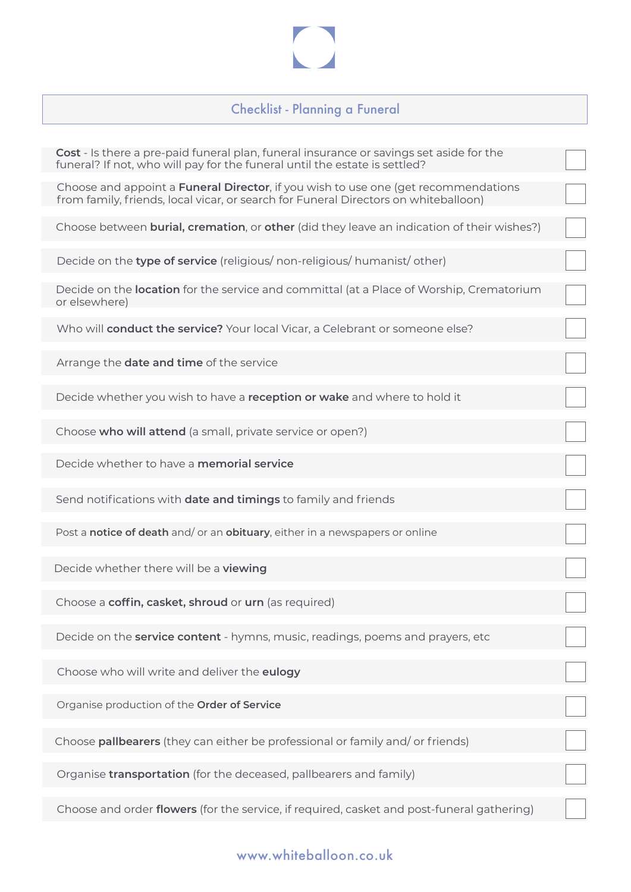# Checklist - Planning a Funeral

- [ ] **Cost** - Is there a pre-paid funeral plan, funeral insurance or savings set aside for the funeral? If not, who will pay for the funeral until the estate is settled?
- [ ] Choose and appoint a **Funeral Director**, if you wish to use one (get recommendations from family, friends, local vicar, or search for Funeral Directors on whiteballoon)
- [ ] Choose between **burial, cremation**, or **other** (did they leave an indication of their wishes?)
- [ ] Decide on the **type of service** (religious/ non-religious/ humanist/ other)
- [ ] Decide on the **location** for the service and committal (at a Place of Worship, Crematorium or elsewhere)
- [ ] Who will **conduct the service?** Your local Vicar, a Celebrant or someone else?
- [ ] Arrange the **date and time** of the service
- [ ] Decide whether you wish to have a **reception or wake** and where to hold it
- [ ] Choose **who will attend** (a small, private service or open?)
- [ ] Decide whether to have a **memorial service**
- [ ] Send notifications with **date and timings** to family and friends
- [ ] Post a **notice of death** and/ or an **obituary**, either in a newspapers or online
- [ ] Decide whether there will be a **viewing**
- [ ] Choose a **coffin, casket, shroud** or **urn** (as required)
- [ ] Decide on the **service content** - hymns, music, readings, poems and prayers, etc
- [ ] Choose who will write and deliver the **eulogy**
- [ ] Organise production of the **Order of Service**
- [ ] Choose **pallbearers** (they can either be professional or family and/ or friends)
- [ ] Organise **transportation** (for the deceased, pallbearers and family)
- [ ] Choose and order **flowers** (for the service, if required, casket and post-funeral gathering)

www.whiteballoon.co.uk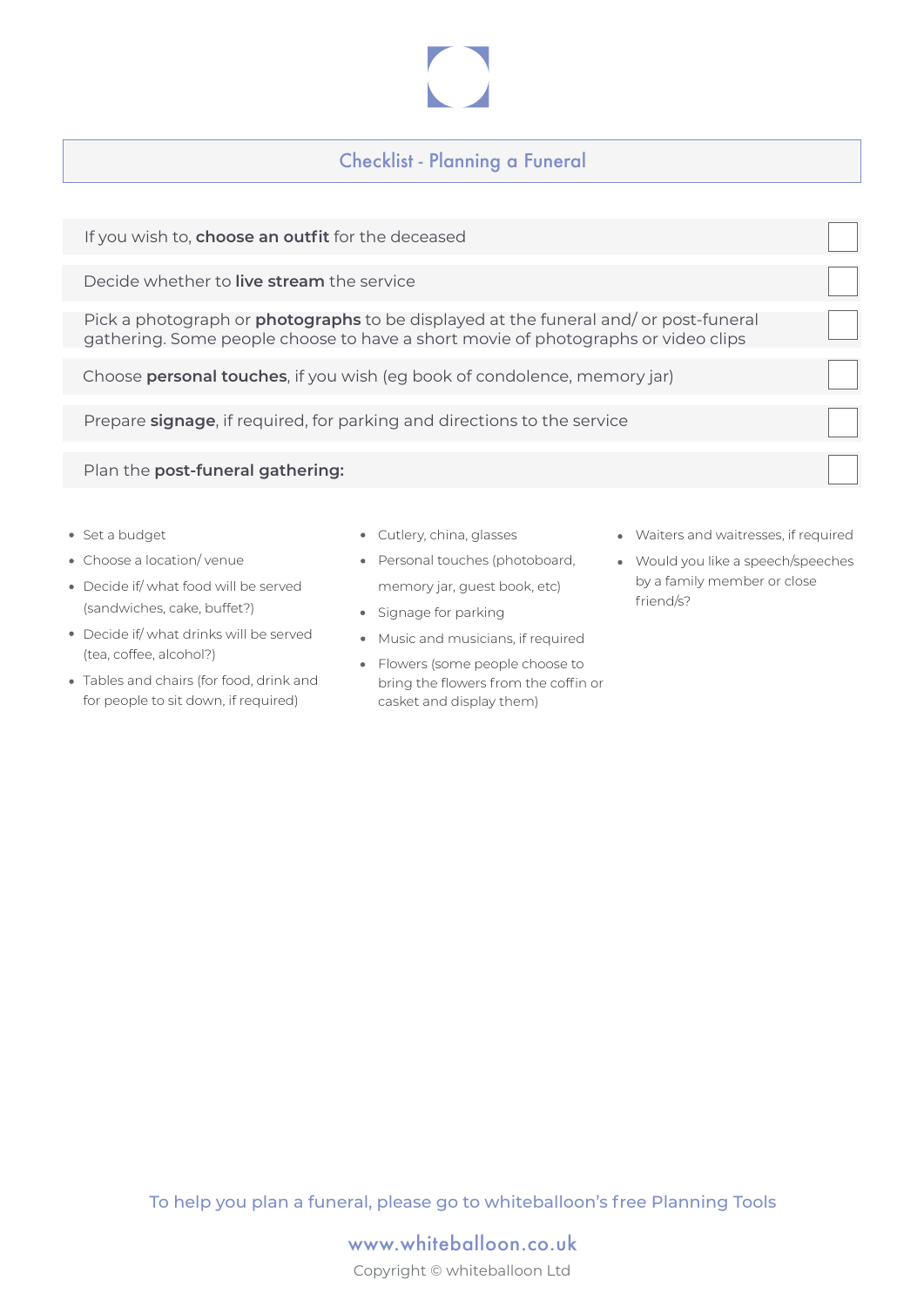## Checklist - Planning a Funeral

- [ ] If you wish to, **choose an outfit** for the deceased
- [ ] Decide whether to **live stream** the service
- [ ] Pick a photograph or **photographs** to be displayed at the funeral and/ or post-funeral gathering. Some people choose to have a short movie of photographs or video clips
- [ ] Choose **personal touches**, if you wish (eg book of condolence, memory jar)
- [ ] Prepare **signage**, if required, for parking and directions to the service
- [ ] Plan the **post-funeral gathering:**

- Set a budget
- Choose a location/ venue
- Decide if/ what food will be served (sandwiches, cake, buffet?)
- Decide if/ what drinks will be served (tea, coffee, alcohol?)
- Tables and chairs (for food, drink and for people to sit down, if required)
- Cutlery, china, glasses
- Personal touches (photoboard, memory jar, guest book, etc)
- Signage for parking
- Music and musicians, if required
- Flowers (some people choose to bring the flowers from the coffin or casket and display them)
- Waiters and waitresses, if required
- Would you like a speech/speeches by a family member or close friend/s?

To help you plan a funeral, please go to whiteballoon's free Planning Tools

www.whiteballoon.co.uk

Copyright © whiteballoon Ltd